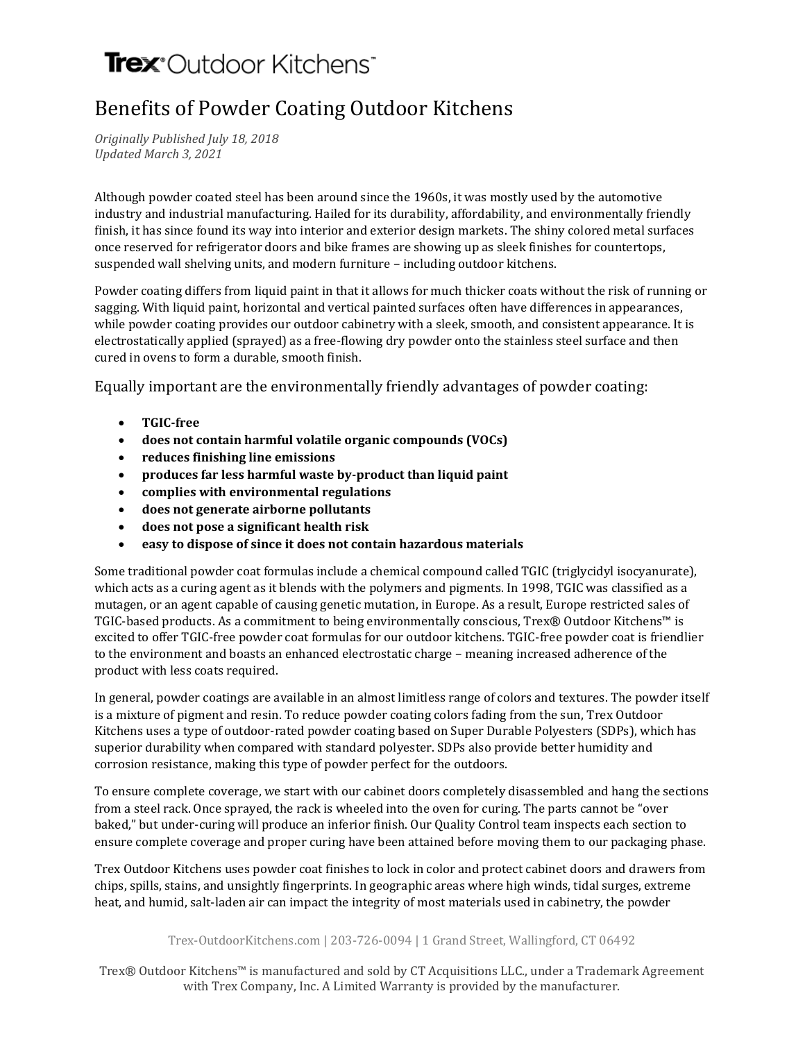# Trex® Outdoor Kitchens™

## Benefits of Powder Coating Outdoor Kitchens

*Originally Published July 18, 2018*
*Updated March 3, 2021*

Although powder coated steel has been around since the 1960s, it was mostly used by the automotive industry and industrial manufacturing. Hailed for its durability, affordability, and environmentally friendly finish, it has since found its way into interior and exterior design markets. The shiny colored metal surfaces once reserved for refrigerator doors and bike frames are showing up as sleek finishes for countertops, suspended wall shelving units, and modern furniture – including outdoor kitchens.

Powder coating differs from liquid paint in that it allows for much thicker coats without the risk of running or sagging. With liquid paint, horizontal and vertical painted surfaces often have differences in appearances, while powder coating provides our outdoor cabinetry with a sleek, smooth, and consistent appearance. It is electrostatically applied (sprayed) as a free-flowing dry powder onto the stainless steel surface and then cured in ovens to form a durable, smooth finish.

### Equally important are the environmentally friendly advantages of powder coating:

- **TGIC-free**
- **does not contain harmful volatile organic compounds (VOCs)**
- **reduces finishing line emissions**
- **produces far less harmful waste by-product than liquid paint**
- **complies with environmental regulations**
- **does not generate airborne pollutants**
- **does not pose a significant health risk**
- **easy to dispose of since it does not contain hazardous materials**

Some traditional powder coat formulas include a chemical compound called TGIC (triglycidyl isocyanurate), which acts as a curing agent as it blends with the polymers and pigments. In 1998, TGIC was classified as a mutagen, or an agent capable of causing genetic mutation, in Europe. As a result, Europe restricted sales of TGIC-based products. As a commitment to being environmentally conscious, Trex® Outdoor Kitchens™ is excited to offer TGIC-free powder coat formulas for our outdoor kitchens. TGIC-free powder coat is friendlier to the environment and boasts an enhanced electrostatic charge – meaning increased adherence of the product with less coats required.

In general, powder coatings are available in an almost limitless range of colors and textures. The powder itself is a mixture of pigment and resin. To reduce powder coating colors fading from the sun, Trex Outdoor Kitchens uses a type of outdoor-rated powder coating based on Super Durable Polyesters (SDPs), which has superior durability when compared with standard polyester. SDPs also provide better humidity and corrosion resistance, making this type of powder perfect for the outdoors.

To ensure complete coverage, we start with our cabinet doors completely disassembled and hang the sections from a steel rack. Once sprayed, the rack is wheeled into the oven for curing. The parts cannot be "over baked," but under-curing will produce an inferior finish. Our Quality Control team inspects each section to ensure complete coverage and proper curing have been attained before moving them to our packaging phase.

Trex Outdoor Kitchens uses powder coat finishes to lock in color and protect cabinet doors and drawers from chips, spills, stains, and unsightly fingerprints. In geographic areas where high winds, tidal surges, extreme heat, and humid, salt-laden air can impact the integrity of most materials used in cabinetry, the powder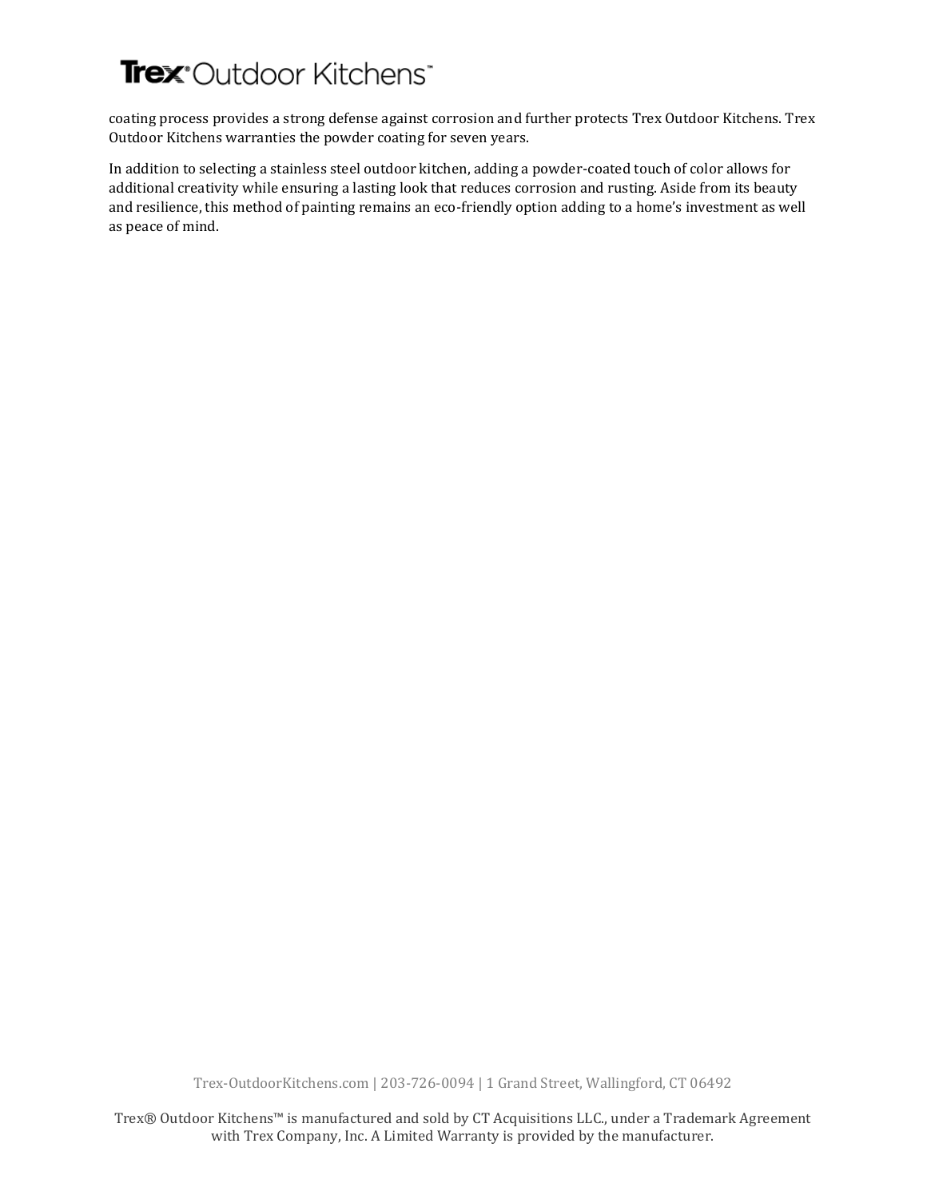coating process provides a strong defense against corrosion and further protects Trex Outdoor Kitchens. Trex Outdoor Kitchens warranties the powder coating for seven years.

In addition to selecting a stainless steel outdoor kitchen, adding a powder-coated touch of color allows for additional creativity while ensuring a lasting look that reduces corrosion and rusting. Aside from its beauty and resilience, this method of painting remains an eco-friendly option adding to a home's investment as well as peace of mind.